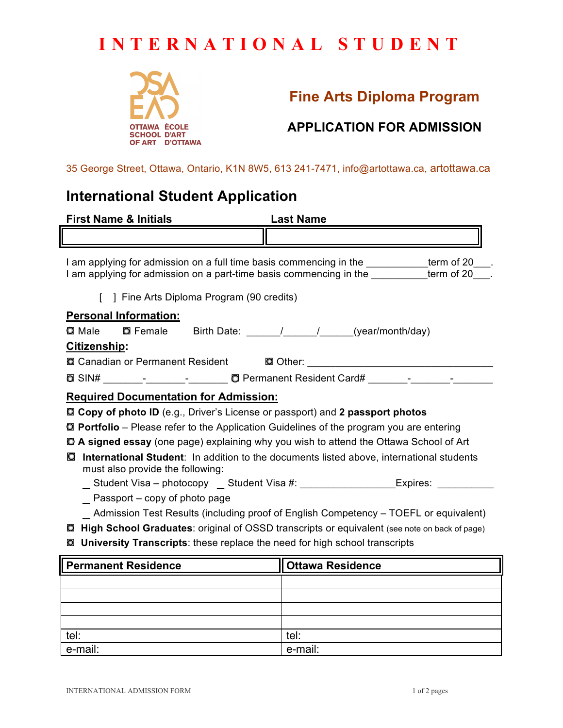# INTERNATIONAL STUDENT

OTTAWA SCHOOL OF ART ÉCOLE D'ART D'OTTAWA

## Fine Arts Diploma Program

### APPLICATION FOR ADMISSION

35 George Street, Ottawa, Ontario, K1N 8W5, 613 241-7471, info@artottawa.ca, artottawa.ca

## International Student Application

| First Name & Initials | Last Name |
|---|---|
| | |

I am applying for admission on a full time basis commencing in the ___________term of 20___.
I am applying for admission on a part-time basis commencing in the __________term of 20___.

[ ] Fine Arts Diploma Program (90 credits)

**Personal Information:**

◘ Male ◘ Female Birth Date: ______/______/______(year/month/day)

**Citizenship:**

◘ Canadian or Permanent Resident ◘ Other: _________________________________

◘ SIN# _______-_______-_______ ◘ Permanent Resident Card# _______-_______-_______

**Required Documentation for Admission:**

◘ **Copy of photo ID** (e.g., Driver's License or passport) and **2 passport photos**

◘ **Portfolio** – Please refer to the Application Guidelines of the program you are entering

◘ **A signed essay** (one page) explaining why you wish to attend the Ottawa School of Art

◘ **International Student**: In addition to the documents listed above, international students must also provide the following:

- _ Student Visa – photocopy _ Student Visa #: ________________Expires: __________
- _ Passport – copy of photo page
- _ Admission Test Results (including proof of English Competency – TOEFL or equivalent)

◘ **High School Graduates**: original of OSSD transcripts or equivalent (see note on back of page)

◘ **University Transcripts**: these replace the need for high school transcripts

| Permanent Residence | Ottawa Residence |
|---|---|
| | |
| | |
| | |
| | |
| tel: | tel: |
| e-mail: | e-mail: |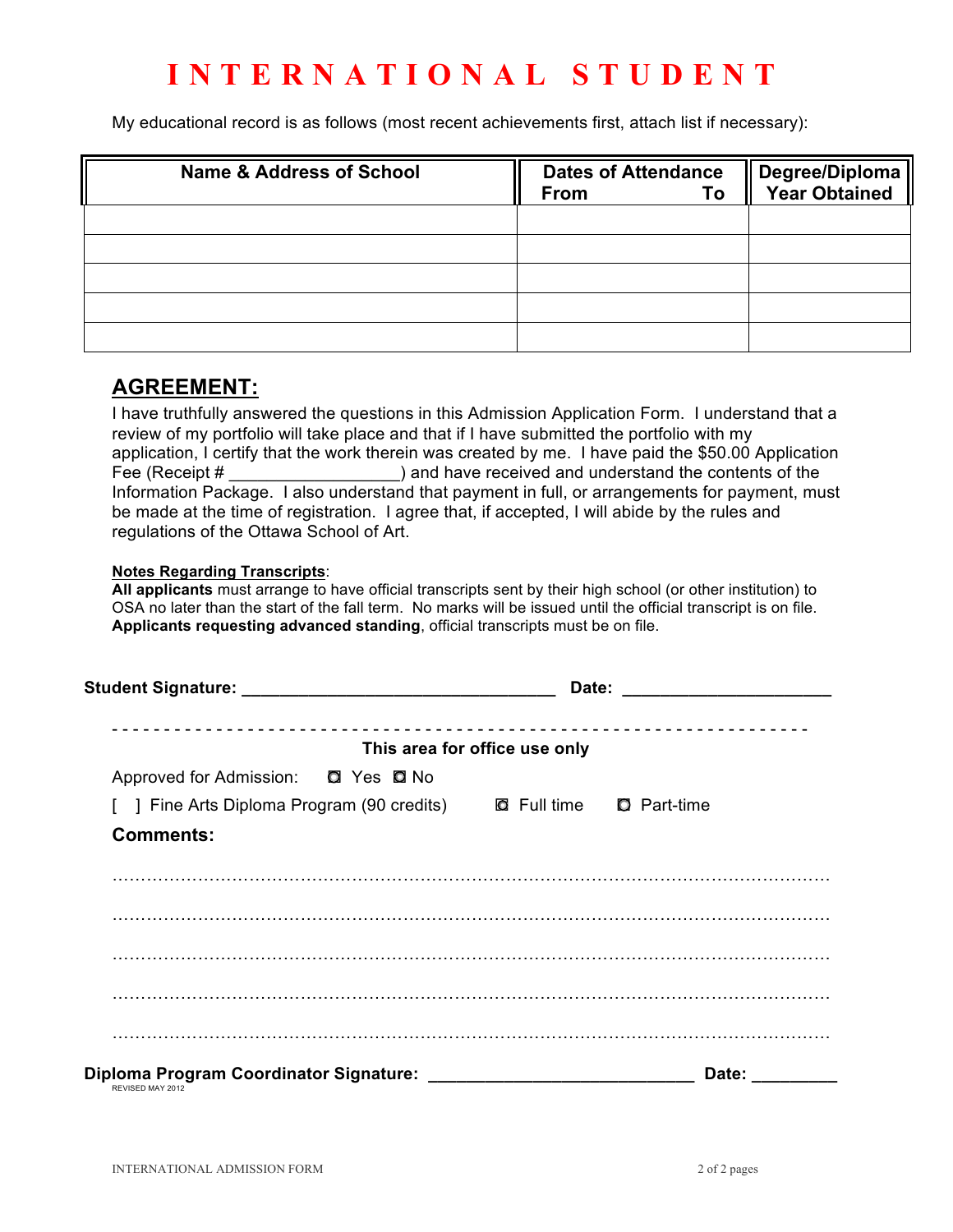# INTERNATIONAL STUDENT

My educational record is as follows (most recent achievements first, attach list if necessary):

| Name & Address of School | Dates of Attendance From To | Degree/Diploma Year Obtained |
|---|---|---|
| | | |
| | | |
| | | |
| | | |
| | | |

## AGREEMENT:

I have truthfully answered the questions in this Admission Application Form. I understand that a review of my portfolio will take place and that if I have submitted the portfolio with my application, I certify that the work therein was created by me. I have paid the $50.00 Application Fee (Receipt # __________________) and have received and understand the contents of the Information Package. I also understand that payment in full, or arrangements for payment, must be made at the time of registration. I agree that, if accepted, I will abide by the rules and regulations of the Ottawa School of Art.

**Notes Regarding Transcripts**:
**All applicants** must arrange to have official transcripts sent by their high school (or other institution) to OSA no later than the start of the fall term. No marks will be issued until the official transcript is on file. **Applicants requesting advanced standing**, official transcripts must be on file.

**Student Signature: _________________________________ Date: _____________________**

- - - - - - - - - - - - - - - - - - - - - - - - - - - - - - - - - - - - - - - - - - - - - - - - - - - - - - - - - - - - - - - - - -

**This area for office use only**

Approved for Admission: ◘ Yes ◘ No

[ ] Fine Arts Diploma Program (90 credits) ◘ Full time ◘ Part-time

**Comments:**

…………………………………………………………………………………………………………

…………………………………………………………………………………………………………

…………………………………………………………………………………………………………

…………………………………………………………………………………………………………

…………………………………………………………………………………………………………

**Diploma Program Coordinator Signature: ____________________________ Date: _________**

REVISED MAY 2012